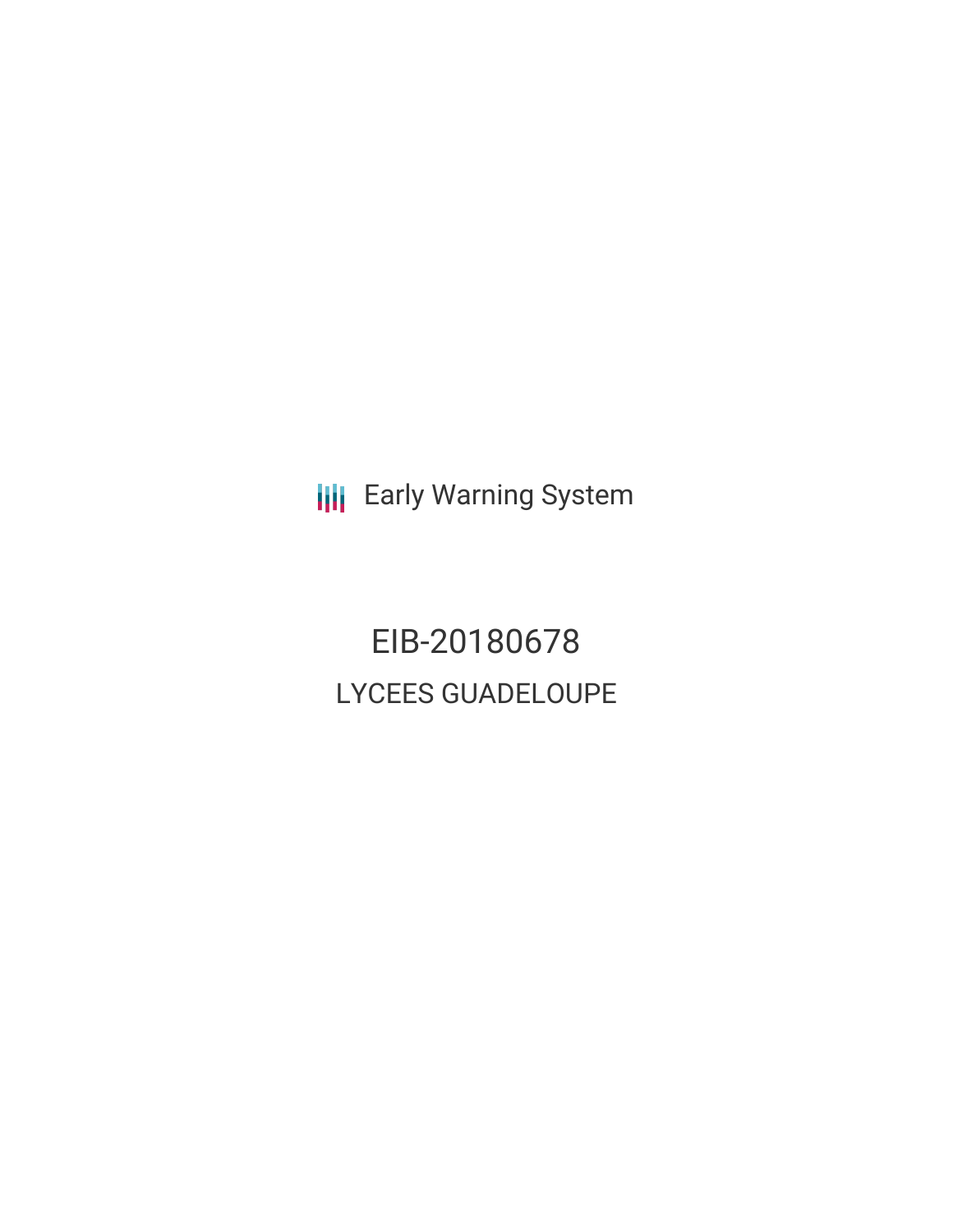Early Warning System

# EIB-20180678

## LYCEES GUADELOUPE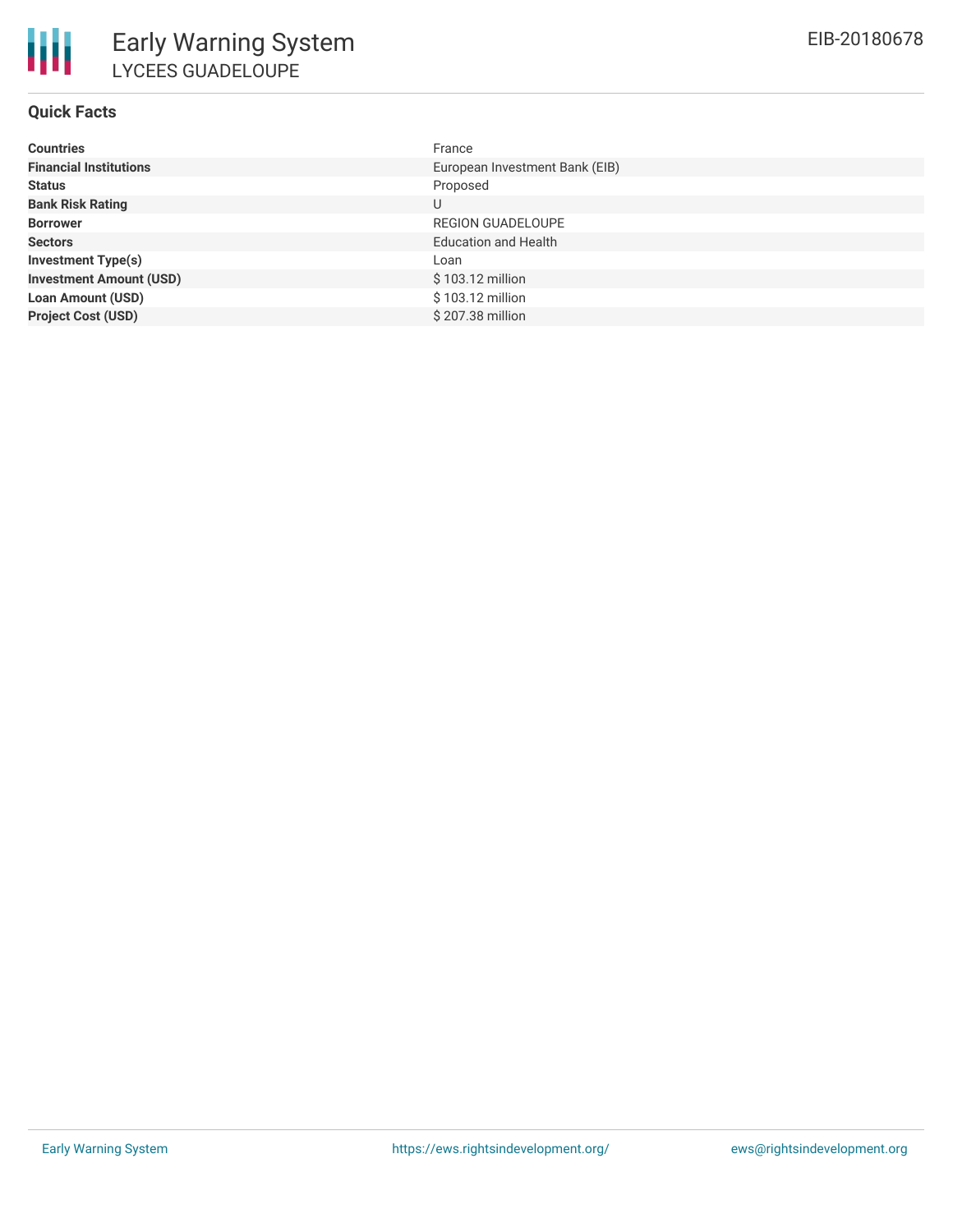# Early Warning System

## LYCEES GUADELOUPE

EIB-20180678

### Quick Facts

| | |
|---|---|
| **Countries** | France |
| **Financial Institutions** | European Investment Bank (EIB) |
| **Status** | Proposed |
| **Bank Risk Rating** | U |
| **Borrower** | REGION GUADELOUPE |
| **Sectors** | Education and Health |
| **Investment Type(s)** | Loan |
| **Investment Amount (USD)** | $ 103.12 million |
| **Loan Amount (USD)** | $ 103.12 million |
| **Project Cost (USD)** | $ 207.38 million |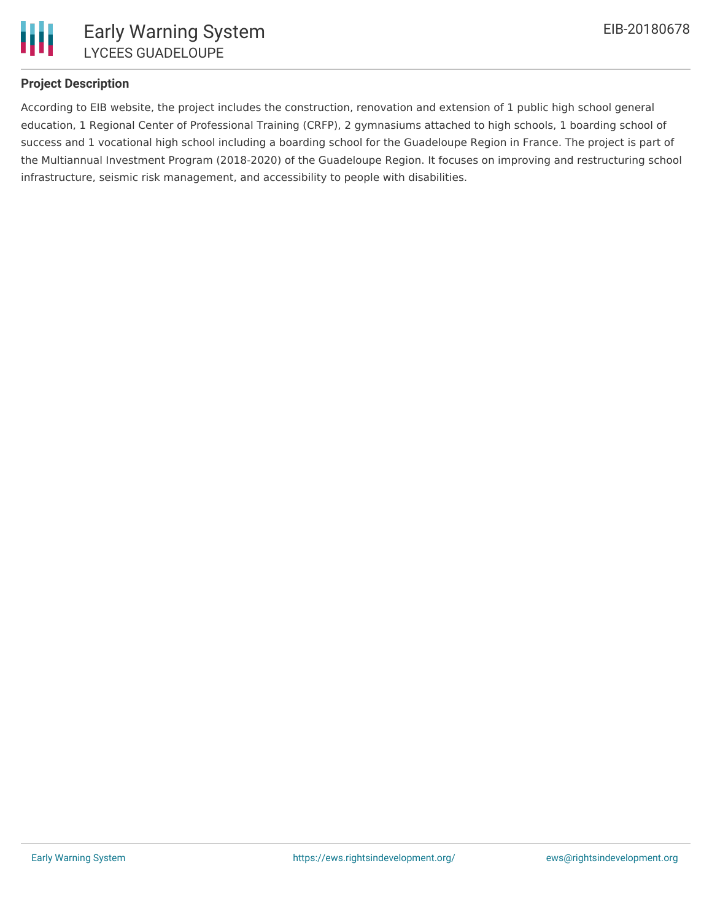## Project Description

According to EIB website, the project includes the construction, renovation and extension of 1 public high school general education, 1 Regional Center of Professional Training (CRFP), 2 gymnasiums attached to high schools, 1 boarding school of success and 1 vocational high school including a boarding school for the Guadeloupe Region in France. The project is part of the Multiannual Investment Program (2018-2020) of the Guadeloupe Region. It focuses on improving and restructuring school infrastructure, seismic risk management, and accessibility to people with disabilities.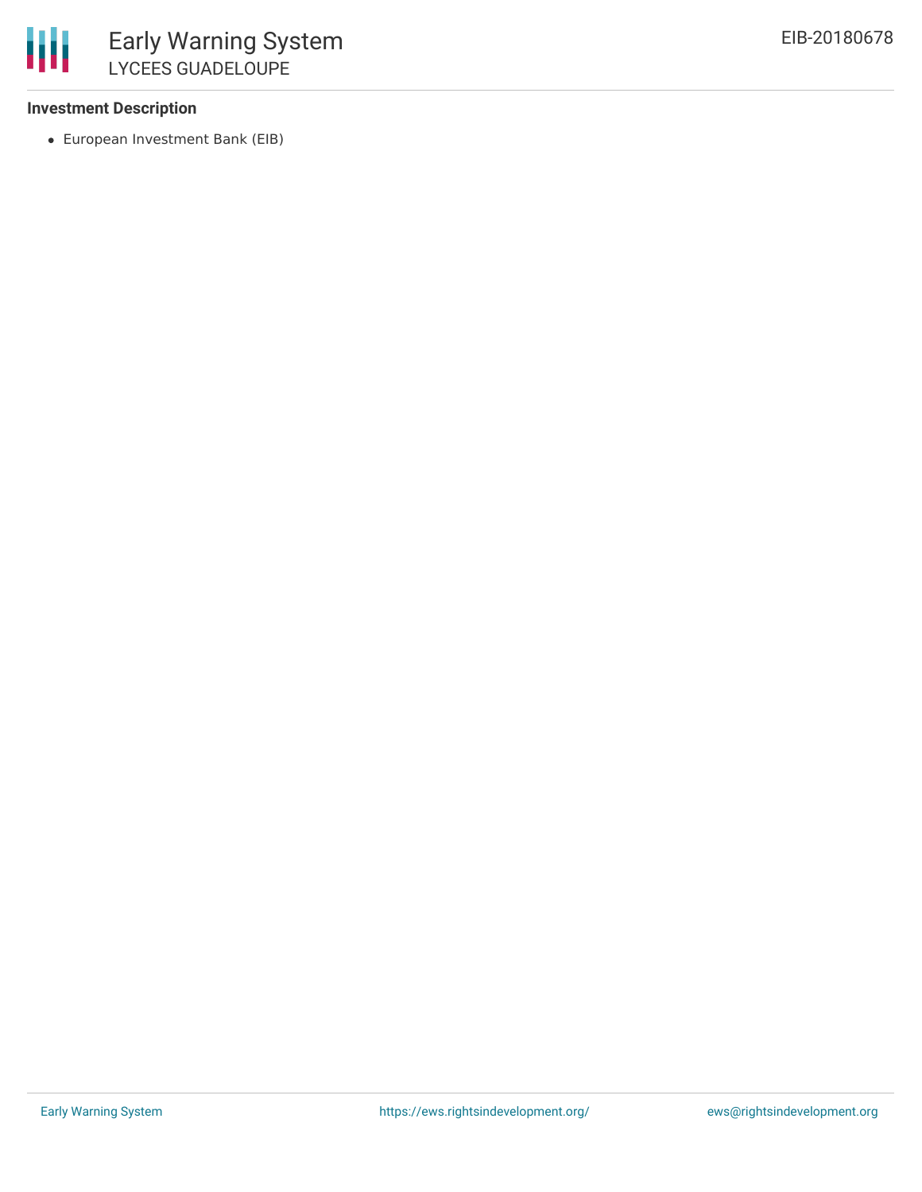### Investment Description

- European Investment Bank (EIB)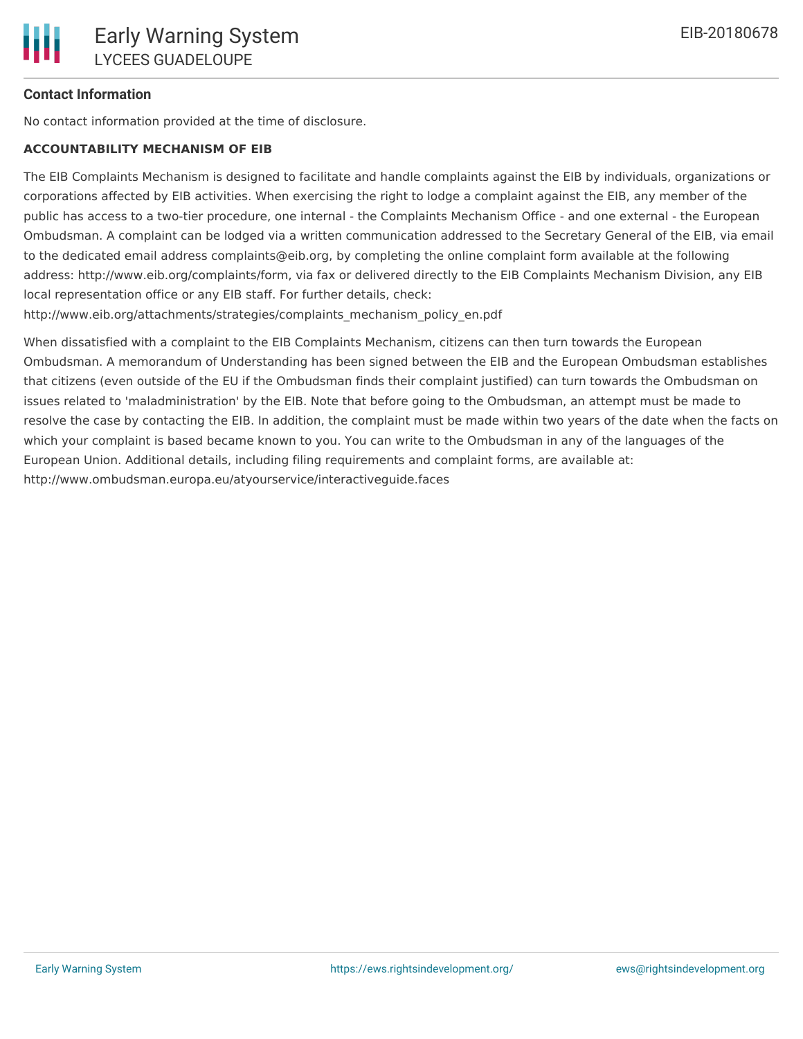**Contact Information**

No contact information provided at the time of disclosure.

**ACCOUNTABILITY MECHANISM OF EIB**

The EIB Complaints Mechanism is designed to facilitate and handle complaints against the EIB by individuals, organizations or corporations affected by EIB activities. When exercising the right to lodge a complaint against the EIB, any member of the public has access to a two-tier procedure, one internal - the Complaints Mechanism Office - and one external - the European Ombudsman. A complaint can be lodged via a written communication addressed to the Secretary General of the EIB, via email to the dedicated email address complaints@eib.org, by completing the online complaint form available at the following address: http://www.eib.org/complaints/form, via fax or delivered directly to the EIB Complaints Mechanism Division, any EIB local representation office or any EIB staff. For further details, check: http://www.eib.org/attachments/strategies/complaints_mechanism_policy_en.pdf

When dissatisfied with a complaint to the EIB Complaints Mechanism, citizens can then turn towards the European Ombudsman. A memorandum of Understanding has been signed between the EIB and the European Ombudsman establishes that citizens (even outside of the EU if the Ombudsman finds their complaint justified) can turn towards the Ombudsman on issues related to 'maladministration' by the EIB. Note that before going to the Ombudsman, an attempt must be made to resolve the case by contacting the EIB. In addition, the complaint must be made within two years of the date when the facts on which your complaint is based became known to you. You can write to the Ombudsman in any of the languages of the European Union. Additional details, including filing requirements and complaint forms, are available at: http://www.ombudsman.europa.eu/atyourservice/interactiveguide.faces